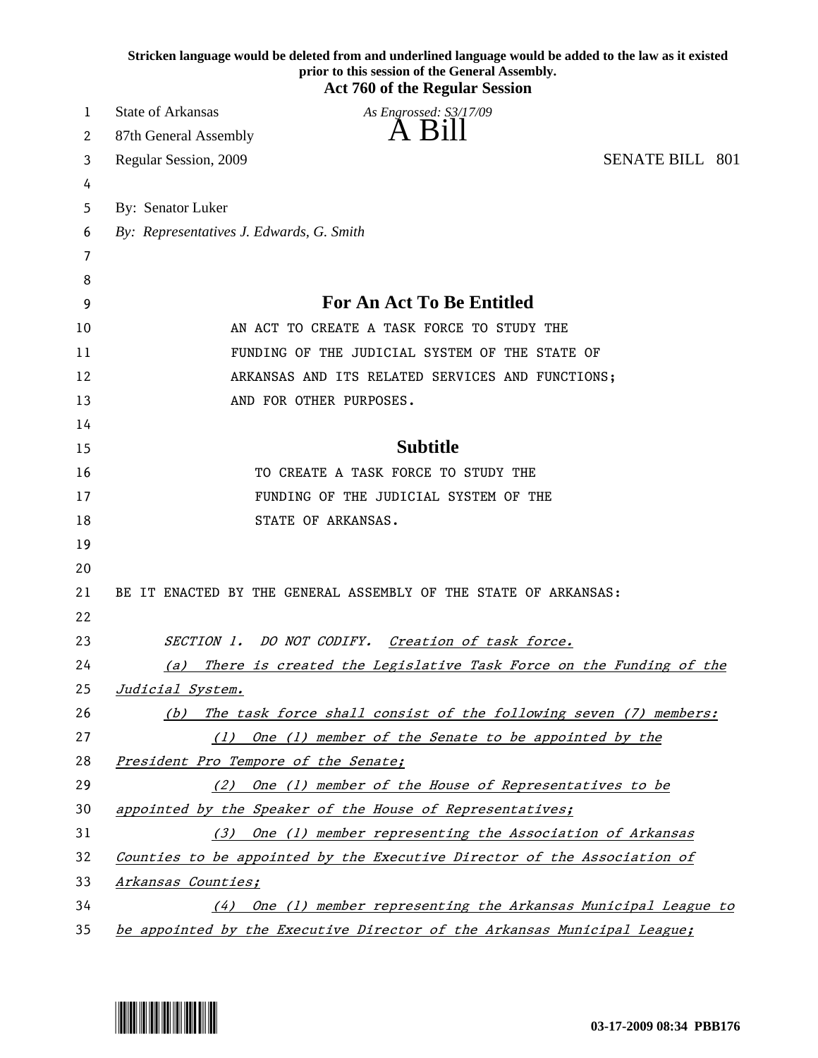**Stricken language would be deleted from and underlined language would be added to the law as it existed prior to this session of the General Assembly.**

**Act 760 of the Regular Session**

State of Arkansas
87th General Assembly
Regular Session, 2009

*As Engrossed: S3/17/09*

# A Bill

SENATE BILL 801

By: Senator Luker

*By: Representatives J. Edwards, G. Smith*

## For An Act To Be Entitled

AN ACT TO CREATE A TASK FORCE TO STUDY THE FUNDING OF THE JUDICIAL SYSTEM OF THE STATE OF ARKANSAS AND ITS RELATED SERVICES AND FUNCTIONS; AND FOR OTHER PURPOSES.

## Subtitle

TO CREATE A TASK FORCE TO STUDY THE FUNDING OF THE JUDICIAL SYSTEM OF THE STATE OF ARKANSAS.

BE IT ENACTED BY THE GENERAL ASSEMBLY OF THE STATE OF ARKANSAS:

*SECTION 1. DO NOT CODIFY.* *Creation of task force.*

*(a) There is created the Legislative Task Force on the Funding of the Judicial System.*

*(b) The task force shall consist of the following seven (7) members:*

*(1) One (1) member of the Senate to be appointed by the President Pro Tempore of the Senate;*

*(2) One (1) member of the House of Representatives to be appointed by the Speaker of the House of Representatives;*

*(3) One (1) member representing the Association of Arkansas Counties to be appointed by the Executive Director of the Association of Arkansas Counties;*

*(4) One (1) member representing the Arkansas Municipal League to be appointed by the Executive Director of the Arkansas Municipal League;*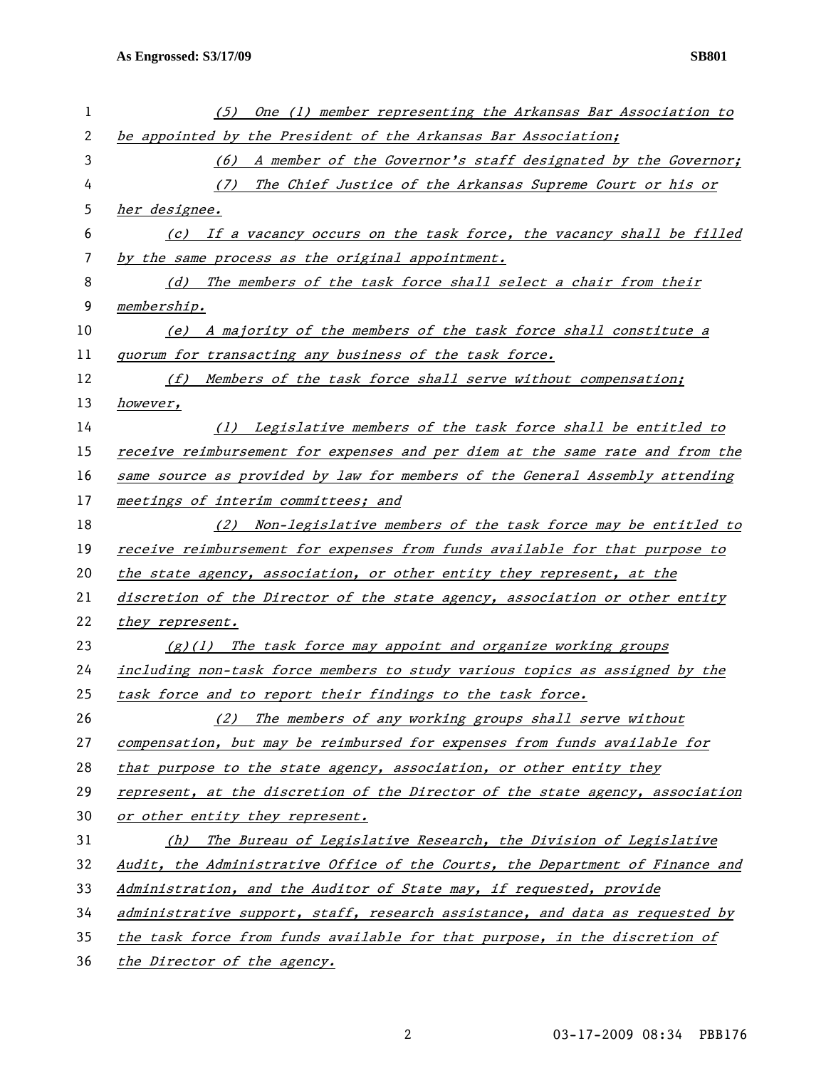*(5) One (1) member representing the Arkansas Bar Association to be appointed by the President of the Arkansas Bar Association;*

*(6) A member of the Governor's staff designated by the Governor;*

*(7) The Chief Justice of the Arkansas Supreme Court or his or her designee.*

*(c) If a vacancy occurs on the task force, the vacancy shall be filled by the same process as the original appointment.*

*(d) The members of the task force shall select a chair from their membership.*

*(e) A majority of the members of the task force shall constitute a quorum for transacting any business of the task force.*

*(f) Members of the task force shall serve without compensation; however,*

*(1) Legislative members of the task force shall be entitled to receive reimbursement for expenses and per diem at the same rate and from the same source as provided by law for members of the General Assembly attending meetings of interim committees; and*

*(2) Non-legislative members of the task force may be entitled to receive reimbursement for expenses from funds available for that purpose to the state agency, association, or other entity they represent, at the discretion of the Director of the state agency, association or other entity they represent.*

*(g)(1) The task force may appoint and organize working groups including non-task force members to study various topics as assigned by the task force and to report their findings to the task force.*

*(2) The members of any working groups shall serve without compensation, but may be reimbursed for expenses from funds available for that purpose to the state agency, association, or other entity they represent, at the discretion of the Director of the state agency, association or other entity they represent.*

*(h) The Bureau of Legislative Research, the Division of Legislative Audit, the Administrative Office of the Courts, the Department of Finance and Administration, and the Auditor of State may, if requested, provide administrative support, staff, research assistance, and data as requested by the task force from funds available for that purpose, in the discretion of the Director of the agency.*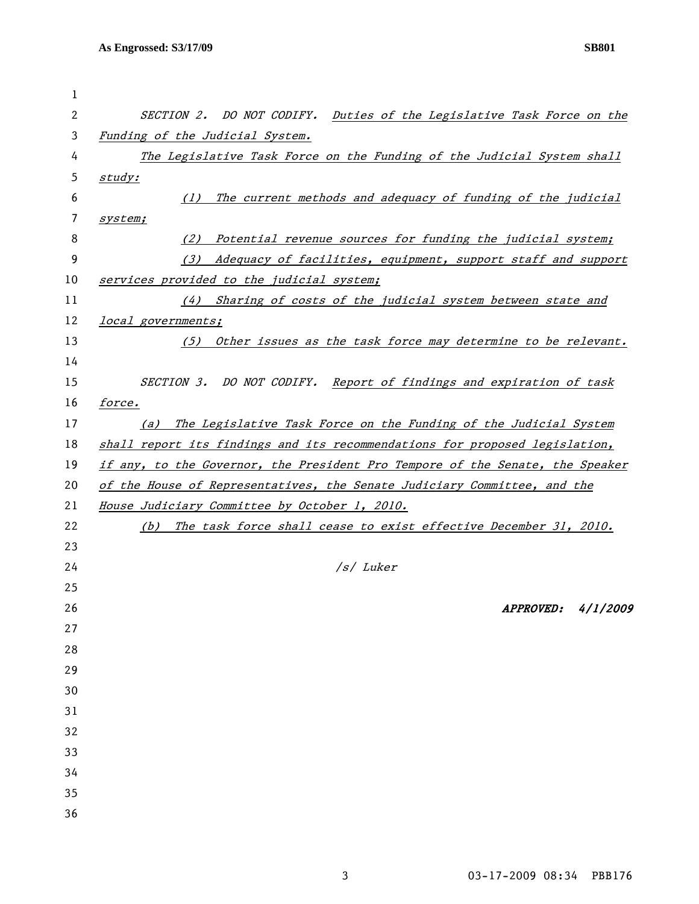SECTION 2. DO NOT CODIFY. *Duties of the Legislative Task Force on the Funding of the Judicial System.*

*The Legislative Task Force on the Funding of the Judicial System shall study:*

*(1) The current methods and adequacy of funding of the judicial system;*

*(2) Potential revenue sources for funding the judicial system;*

*(3) Adequacy of facilities, equipment, support staff and support services provided to the judicial system;*

*(4) Sharing of costs of the judicial system between state and local governments;*

*(5) Other issues as the task force may determine to be relevant.*

SECTION 3. DO NOT CODIFY. *Report of findings and expiration of task force.*

*(a) The Legislative Task Force on the Funding of the Judicial System shall report its findings and its recommendations for proposed legislation, if any, to the Governor, the President Pro Tempore of the Senate, the Speaker of the House of Representatives, the Senate Judiciary Committee, and the House Judiciary Committee by October 1, 2010.*

*(b) The task force shall cease to exist effective December 31, 2010.*

/s/ Luker

**APPROVED: 4/1/2009**